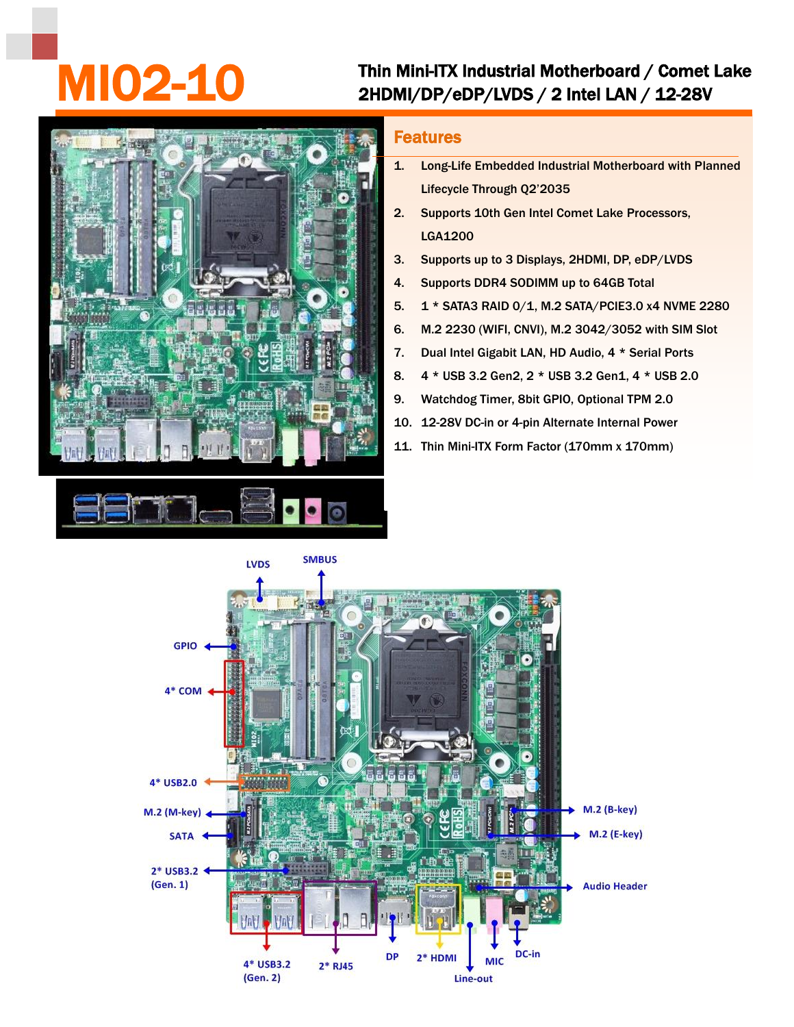# MI02-10

**Thin Mini-ITX Industrial Motherboard / Comet Lake**
**2HDMI/DP/eDP/LVDS / 2 Intel LAN / 12-28V**

## Features

1. Long-Life Embedded Industrial Motherboard with Planned Lifecycle Through Q2'2035
2. Supports 10th Gen Intel Comet Lake Processors, LGA1200
3. Supports up to 3 Displays, 2HDMI, DP, eDP/LVDS
4. Supports DDR4 SODIMM up to 64GB Total
5. 1 * SATA3 RAID 0/1, M.2 SATA/PCIE3.0 x4 NVME 2280
6. M.2 2230 (WIFI, CNVI), M.2 3042/3052 with SIM Slot
7. Dual Intel Gigabit LAN, HD Audio, 4 * Serial Ports
8. 4 * USB 3.2 Gen2, 2 * USB 3.2 Gen1, 4 * USB 2.0
9. Watchdog Timer, 8bit GPIO, Optional TPM 2.0
10. 12-28V DC-in or 4-pin Alternate Internal Power
11. Thin Mini-ITX Form Factor (170mm x 170mm)

LVDS | SMBUS | GPIO | 4* COM | 4* USB2.0 | M.2 (M-key) | SATA | 2* USB3.2 (Gen. 1) | M.2 (B-key) | M.2 (E-key) | Audio Header | 4* USB3.2 (Gen. 2) | 2* RJ45 | DP | 2* HDMI | Line-out | MIC | DC-in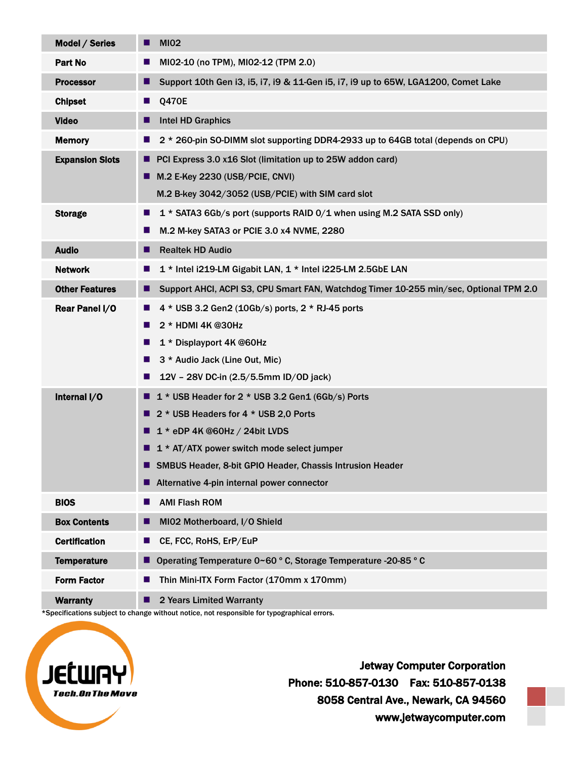| | |
|---|---|
| **Model / Series** | MI02 |
| **Part No** | MI02-10 (no TPM), MI02-12 (TPM 2.0) |
| **Processor** | Support 10th Gen i3, i5, i7, i9 & 11-Gen i5, i7, i9 up to 65W, LGA1200, Comet Lake |
| **Chipset** | Q470E |
| **Video** | Intel HD Graphics |
| **Memory** | 2 * 260-pin SO-DIMM slot supporting DDR4-2933 up to 64GB total (depends on CPU) |
| **Expansion Slots** | PCI Express 3.0 x16 Slot (limitation up to 25W addon card)<br>M.2 E-Key 2230 (USB/PCIE, CNVI)<br>M.2 B-key 3042/3052 (USB/PCIE) with SIM card slot |
| **Storage** | 1 * SATA3 6Gb/s port (supports RAID 0/1 when using M.2 SATA SSD only)<br>M.2 M-key SATA3 or PCIE 3.0 x4 NVME, 2280 |
| **Audio** | Realtek HD Audio |
| **Network** | 1 * Intel i219-LM Gigabit LAN, 1 * Intel i225-LM 2.5GbE LAN |
| **Other Features** | Support AHCI, ACPI S3, CPU Smart FAN, Watchdog Timer 10-255 min/sec, Optional TPM 2.0 |
| **Rear Panel I/O** | 4 * USB 3.2 Gen2 (10Gb/s) ports, 2 * RJ-45 ports<br>2 * HDMI 4K @30Hz<br>1 * Displayport 4K @60Hz<br>3 * Audio Jack (Line Out, Mic)<br>12V – 28V DC-in (2.5/5.5mm ID/OD jack) |
| **Internal I/O** | 1 * USB Header for 2 * USB 3.2 Gen1 (6Gb/s) Ports<br>2 * USB Headers for 4 * USB 2,0 Ports<br>1 * eDP 4K @60Hz / 24bit LVDS<br>1 * AT/ATX power switch mode select jumper<br>SMBUS Header, 8-bit GPIO Header, Chassis Intrusion Header<br>Alternative 4-pin internal power connector |
| **BIOS** | AMI Flash ROM |
| **Box Contents** | MI02 Motherboard, I/O Shield |
| **Certification** | CE, FCC, RoHS, ErP/EuP |
| **Temperature** | Operating Temperature 0~60 ° C, Storage Temperature -20-85 ° C |
| **Form Factor** | Thin Mini-ITX Form Factor (170mm x 170mm) |
| **Warranty** | 2 Years Limited Warranty |

*Specifications subject to change without notice, not responsible for typographical errors.

JETWAY
*Tech.On The Move*

**Jetway Computer Corporation**
**Phone: 510-857-0130 Fax: 510-857-0138**
**8058 Central Ave., Newark, CA 94560**
**www.jetwaycomputer.com**